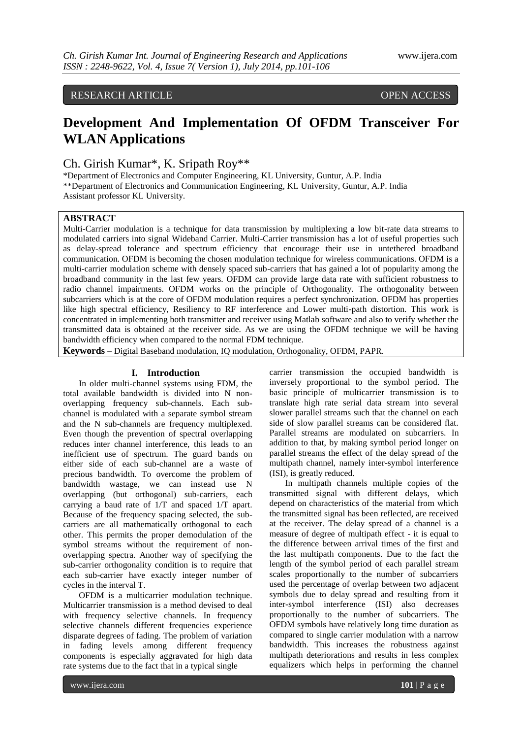RESEARCH ARTICLE OPEN ACCESS

# Development And Implementation Of OFDM Transceiver For WLAN Applications

Ch. Girish Kumar*, K. Sripath Roy**

*Department of Electronics and Computer Engineering, KL University, Guntur, A.P. India
**Department of Electronics and Communication Engineering, KL University, Guntur, A.P. India
Assistant professor KL University.

## ABSTRACT

Multi-Carrier modulation is a technique for data transmission by multiplexing a low bit-rate data streams to modulated carriers into signal Wideband Carrier. Multi-Carrier transmission has a lot of useful properties such as delay-spread tolerance and spectrum efficiency that encourage their use in untethered broadband communication. OFDM is becoming the chosen modulation technique for wireless communications. OFDM is a multi-carrier modulation scheme with densely spaced sub-carriers that has gained a lot of popularity among the broadband community in the last few years. OFDM can provide large data rate with sufficient robustness to radio channel impairments. OFDM works on the principle of Orthogonality. The orthogonality between subcarriers which is at the core of OFDM modulation requires a perfect synchronization. OFDM has properties like high spectral efficiency, Resiliency to RF interference and Lower multi-path distortion. This work is concentrated in implementing both transmitter and receiver using Matlab software and also to verify whether the transmitted data is obtained at the receiver side. As we are using the OFDM technique we will be having bandwidth efficiency when compared to the normal FDM technique.

**Keywords –** Digital Baseband modulation, IQ modulation, Orthogonality, OFDM, PAPR.

## I. Introduction

In older multi-channel systems using FDM, the total available bandwidth is divided into N non-overlapping frequency sub-channels. Each sub-channel is modulated with a separate symbol stream and the N sub-channels are frequency multiplexed. Even though the prevention of spectral overlapping reduces inter channel interference, this leads to an inefficient use of spectrum. The guard bands on either side of each sub-channel are a waste of precious bandwidth. To overcome the problem of bandwidth wastage, we can instead use N overlapping (but orthogonal) sub-carriers, each carrying a baud rate of 1/T and spaced 1/T apart. Because of the frequency spacing selected, the sub-carriers are all mathematically orthogonal to each other. This permits the proper demodulation of the symbol streams without the requirement of non-overlapping spectra. Another way of specifying the sub-carrier orthogonality condition is to require that each sub-carrier have exactly integer number of cycles in the interval T.

OFDM is a multicarrier modulation technique. Multicarrier transmission is a method devised to deal with frequency selective channels. In frequency selective channels different frequencies experience disparate degrees of fading. The problem of variation in fading levels among different frequency components is especially aggravated for high data rate systems due to the fact that in a typical single carrier transmission the occupied bandwidth is inversely proportional to the symbol period. The basic principle of multicarrier transmission is to translate high rate serial data stream into several slower parallel streams such that the channel on each side of slow parallel streams can be considered flat. Parallel streams are modulated on subcarriers. In addition to that, by making symbol period longer on parallel streams the effect of the delay spread of the multipath channel, namely inter-symbol interference (ISI), is greatly reduced.

In multipath channels multiple copies of the transmitted signal with different delays, which depend on characteristics of the material from which the transmitted signal has been reflected, are received at the receiver. The delay spread of a channel is a measure of degree of multipath effect - it is equal to the difference between arrival times of the first and the last multipath components. Due to the fact the length of the symbol period of each parallel stream scales proportionally to the number of subcarriers used the percentage of overlap between two adjacent symbols due to delay spread and resulting from it inter-symbol interference (ISI) also decreases proportionally to the number of subcarriers. The OFDM symbols have relatively long time duration as compared to single carrier modulation with a narrow bandwidth. This increases the robustness against multipath deteriorations and results in less complex equalizers which helps in performing the channel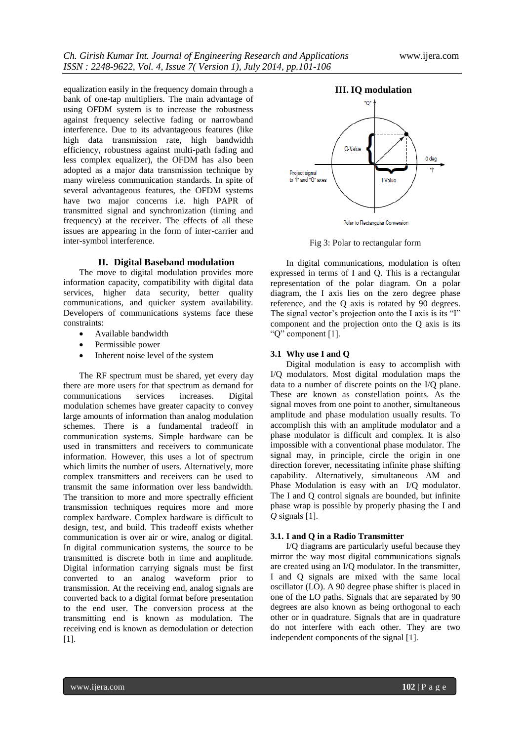equalization easily in the frequency domain through a bank of one-tap multipliers. The main advantage of using OFDM system is to increase the robustness against frequency selective fading or narrowband interference. Due to its advantageous features (like high data transmission rate, high bandwidth efficiency, robustness against multi-path fading and less complex equalizer), the OFDM has also been adopted as a major data transmission technique by many wireless communication standards. In spite of several advantageous features, the OFDM systems have two major concerns i.e. high PAPR of transmitted signal and synchronization (timing and frequency) at the receiver. The effects of all these issues are appearing in the form of inter-carrier and inter-symbol interference.

## II. Digital Baseband modulation

The move to digital modulation provides more information capacity, compatibility with digital data services, higher data security, better quality communications, and quicker system availability. Developers of communications systems face these constraints:

- Available bandwidth
- Permissible power
- Inherent noise level of the system

The RF spectrum must be shared, yet every day there are more users for that spectrum as demand for communications services increases. Digital modulation schemes have greater capacity to convey large amounts of information than analog modulation schemes. There is a fundamental tradeoff in communication systems. Simple hardware can be used in transmitters and receivers to communicate information. However, this uses a lot of spectrum which limits the number of users. Alternatively, more complex transmitters and receivers can be used to transmit the same information over less bandwidth. The transition to more and more spectrally efficient transmission techniques requires more and more complex hardware. Complex hardware is difficult to design, test, and build. This tradeoff exists whether communication is over air or wire, analog or digital. In digital communication systems, the source to be transmitted is discrete both in time and amplitude. Digital information carrying signals must be first converted to an analog waveform prior to transmission. At the receiving end, analog signals are converted back to a digital format before presentation to the end user. The conversion process at the transmitting end is known as modulation. The receiving end is known as demodulation or detection [1].

## III. IQ modulation

Fig 3: Polar to rectangular form

In digital communications, modulation is often expressed in terms of I and Q. This is a rectangular representation of the polar diagram. On a polar diagram, the I axis lies on the zero degree phase reference, and the Q axis is rotated by 90 degrees. The signal vector's projection onto the I axis is its "I" component and the projection onto the Q axis is its "Q" component [1].

### 3.1 Why use I and Q

Digital modulation is easy to accomplish with I/Q modulators. Most digital modulation maps the data to a number of discrete points on the I/Q plane. These are known as constellation points. As the signal moves from one point to another, simultaneous amplitude and phase modulation usually results. To accomplish this with an amplitude modulator and a phase modulator is difficult and complex. It is also impossible with a conventional phase modulator. The signal may, in principle, circle the origin in one direction forever, necessitating infinite phase shifting capability. Alternatively, simultaneous AM and Phase Modulation is easy with an I/Q modulator. The I and Q control signals are bounded, but infinite phase wrap is possible by properly phasing the I and *Q* signals [1].

### 3.1. I and Q in a Radio Transmitter

I/Q diagrams are particularly useful because they mirror the way most digital communications signals are created using an I/Q modulator. In the transmitter, I and Q signals are mixed with the same local oscillator (LO). A 90 degree phase shifter is placed in one of the LO paths. Signals that are separated by 90 degrees are also known as being orthogonal to each other or in quadrature. Signals that are in quadrature do not interfere with each other. They are two independent components of the signal [1].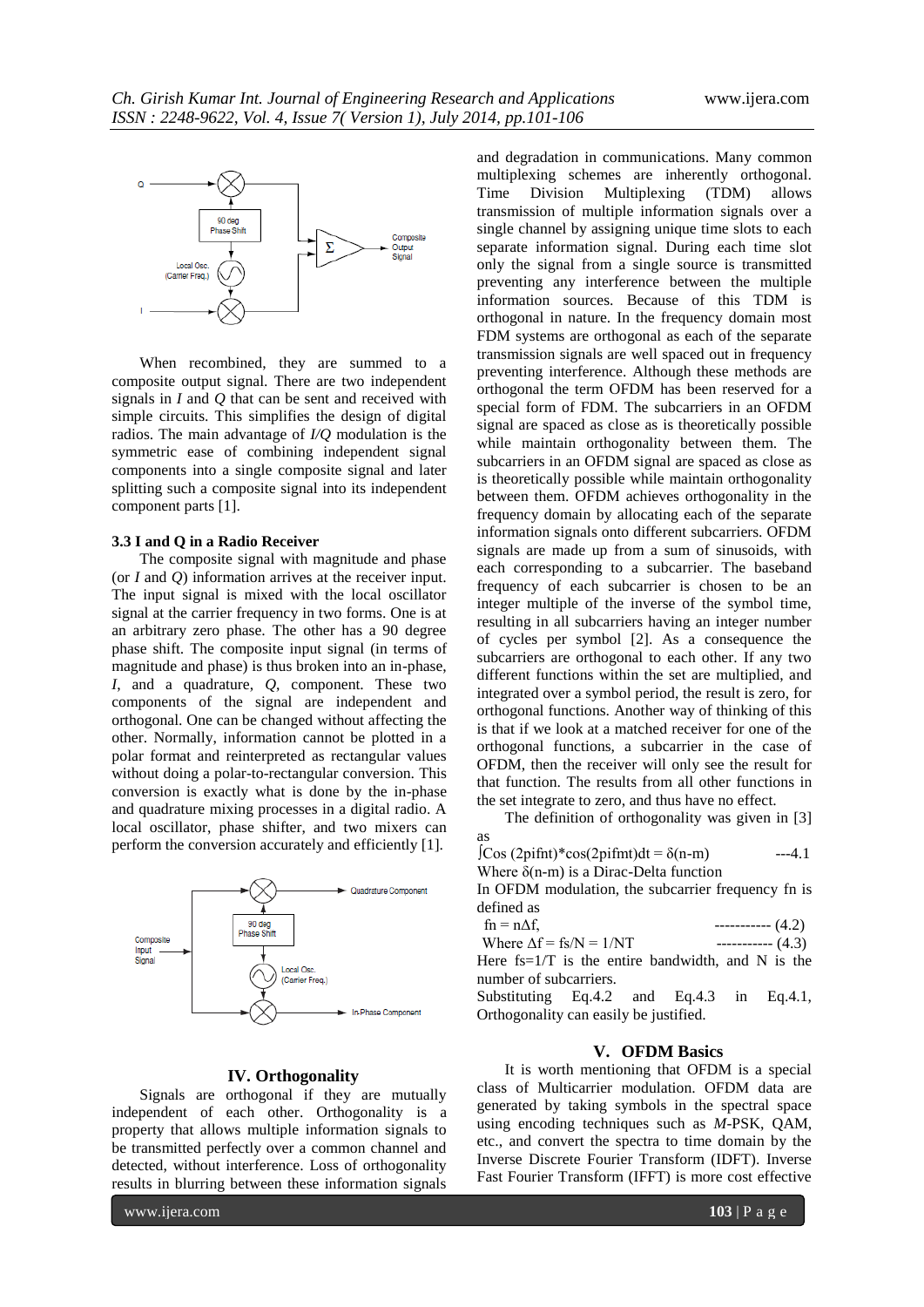When recombined, they are summed to a composite output signal. There are two independent signals in *I* and *Q* that can be sent and received with simple circuits. This simplifies the design of digital radios. The main advantage of *I/Q* modulation is the symmetric ease of combining independent signal components into a single composite signal and later splitting such a composite signal into its independent component parts [1].

### 3.3 I and Q in a Radio Receiver

The composite signal with magnitude and phase (or *I* and *Q*) information arrives at the receiver input. The input signal is mixed with the local oscillator signal at the carrier frequency in two forms. One is at an arbitrary zero phase. The other has a 90 degree phase shift. The composite input signal (in terms of magnitude and phase) is thus broken into an in-phase, *I*, and a quadrature, *Q*, component. These two components of the signal are independent and orthogonal. One can be changed without affecting the other. Normally, information cannot be plotted in a polar format and reinterpreted as rectangular values without doing a polar-to-rectangular conversion. This conversion is exactly what is done by the in-phase and quadrature mixing processes in a digital radio. A local oscillator, phase shifter, and two mixers can perform the conversion accurately and efficiently [1].

## IV. Orthogonality

Signals are orthogonal if they are mutually independent of each other. Orthogonality is a property that allows multiple information signals to be transmitted perfectly over a common channel and detected, without interference. Loss of orthogonality results in blurring between these information signals and degradation in communications. Many common multiplexing schemes are inherently orthogonal. Time Division Multiplexing (TDM) allows transmission of multiple information signals over a single channel by assigning unique time slots to each separate information signal. During each time slot only the signal from a single source is transmitted preventing any interference between the multiple information sources. Because of this TDM is orthogonal in nature. In the frequency domain most FDM systems are orthogonal as each of the separate transmission signals are well spaced out in frequency preventing interference. Although these methods are orthogonal the term OFDM has been reserved for a special form of FDM. The subcarriers in an OFDM signal are spaced as close as is theoretically possible while maintain orthogonality between them. The subcarriers in an OFDM signal are spaced as close as is theoretically possible while maintain orthogonality between them. OFDM achieves orthogonality in the frequency domain by allocating each of the separate information signals onto different subcarriers. OFDM signals are made up from a sum of sinusoids, with each corresponding to a subcarrier. The baseband frequency of each subcarrier is chosen to be an integer multiple of the inverse of the symbol time, resulting in all subcarriers having an integer number of cycles per symbol [2]. As a consequence the subcarriers are orthogonal to each other. If any two different functions within the set are multiplied, and integrated over a symbol period, the result is zero, for orthogonal functions. Another way of thinking of this is that if we look at a matched receiver for one of the orthogonal functions, a subcarrier in the case of OFDM, then the receiver will only see the result for that function. The results from all other functions in the set integrate to zero, and thus have no effect.

The definition of orthogonality was given in [3] as

$$\int \cos(2\pi f_n t) \cdot \cos(2\pi f_m t)\,dt = \delta(n-m) \qquad \text{---4.1}$$

Where $\delta(n-m)$ is a Dirac-Delta function

In OFDM modulation, the subcarrier frequency $f_n$ is defined as

$$f_n = n\Delta f, \qquad \text{----------- (4.2)}$$

$$\text{Where } \Delta f = f_s/N = 1/NT \qquad \text{----------- (4.3)}$$

Here $f_s=1/T$ is the entire bandwidth, and N is the number of subcarriers.

Substituting Eq.4.2 and Eq.4.3 in Eq.4.1, Orthogonality can easily be justified.

## V. OFDM Basics

It is worth mentioning that OFDM is a special class of Multicarrier modulation. OFDM data are generated by taking symbols in the spectral space using encoding techniques such as *M*-PSK, QAM, etc., and convert the spectra to time domain by the Inverse Discrete Fourier Transform (IDFT). Inverse Fast Fourier Transform (IFFT) is more cost effective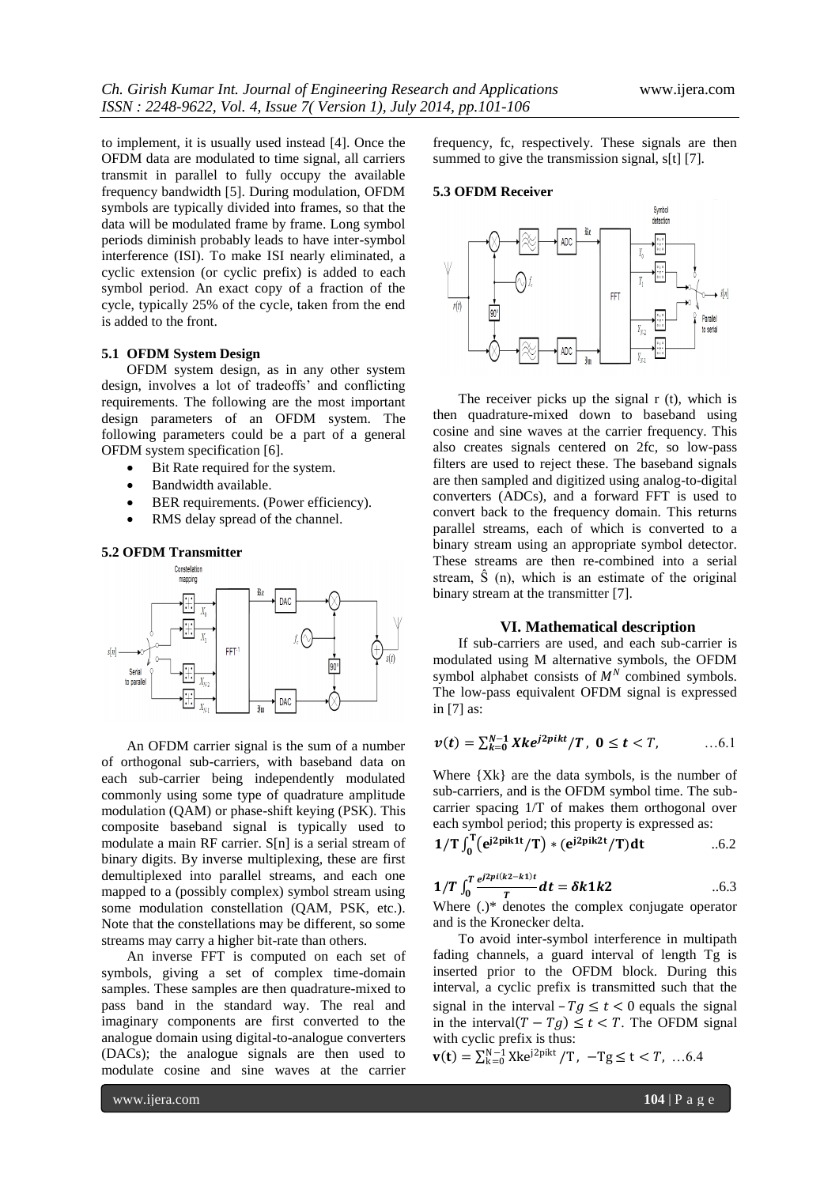to implement, it is usually used instead [4]. Once the OFDM data are modulated to time signal, all carriers transmit in parallel to fully occupy the available frequency bandwidth [5]. During modulation, OFDM symbols are typically divided into frames, so that the data will be modulated frame by frame. Long symbol periods diminish probably leads to have inter-symbol interference (ISI). To make ISI nearly eliminated, a cyclic extension (or cyclic prefix) is added to each symbol period. An exact copy of a fraction of the cycle, typically 25% of the cycle, taken from the end is added to the front.

### 5.1 OFDM System Design

OFDM system design, as in any other system design, involves a lot of tradeoffs' and conflicting requirements. The following are the most important design parameters of an OFDM system. The following parameters could be a part of a general OFDM system specification [6].

- Bit Rate required for the system.
- Bandwidth available.
- BER requirements. (Power efficiency).
- RMS delay spread of the channel.

### 5.2 OFDM Transmitter

Constellation mapping
$s[n]$
Serial to parallel
$X_0$
$X_1$
$X_{N-2}$
$X_{N-1}$
$\text{FFT}^{-1}$
$\Re e$
$\Im m$
DAC
DAC
$f_c$
90°
$s(t)$

An OFDM carrier signal is the sum of a number of orthogonal sub-carriers, with baseband data on each sub-carrier being independently modulated commonly using some type of quadrature amplitude modulation (QAM) or phase-shift keying (PSK). This composite baseband signal is typically used to modulate a main RF carrier. S[n] is a serial stream of binary digits. By inverse multiplexing, these are first demultiplexed into parallel streams, and each one mapped to a (possibly complex) symbol stream using some modulation constellation (QAM, PSK, etc.). Note that the constellations may be different, so some streams may carry a higher bit-rate than others.

An inverse FFT is computed on each set of symbols, giving a set of complex time-domain samples. These samples are then quadrature-mixed to pass band in the standard way. The real and imaginary components are first converted to the analogue domain using digital-to-analogue converters (DACs); the analogue signals are then used to modulate cosine and sine waves at the carrier frequency, fc, respectively. These signals are then summed to give the transmission signal, s[t] [7].

### 5.3 OFDM Receiver

Symbol detection
$r(t)$
90°
$f_c$
ADC
ADC
$\Re e$
$\Im m$
FFT
$Y_0$
$Y_1$
$Y_{N-2}$
$Y_{N-1}$
$\hat{s}[n]$
Parallel to serial

The receiver picks up the signal r (t), which is then quadrature-mixed down to baseband using cosine and sine waves at the carrier frequency. This also creates signals centered on 2fc, so low-pass filters are used to reject these. The baseband signals are then sampled and digitized using analog-to-digital converters (ADCs), and a forward FFT is used to convert back to the frequency domain. This returns parallel streams, each of which is converted to a binary stream using an appropriate symbol detector. These streams are then re-combined into a serial stream, Ŝ (n), which is an estimate of the original binary stream at the transmitter [7].

## VI. Mathematical description

If sub-carriers are used, and each sub-carrier is modulated using M alternative symbols, the OFDM symbol alphabet consists of $M^N$ combined symbols. The low-pass equivalent OFDM signal is expressed in [7] as:

$$\boldsymbol{v(t) = \sum_{k=0}^{N-1} Xke^{j2pikt}/T,\ 0 \le t < T}, \quad \ldots 6.1$$

Where {Xk} are the data symbols, is the number of sub-carriers, and is the OFDM symbol time. The sub-carrier spacing 1/T of makes them orthogonal over each symbol period; this property is expressed as:

$$\mathbf{1/T \int_0^T \left(e^{j2pik1t}/T\right) * \left(e^{j2pik2t}/T\right) dt} \quad ..6.2$$

$$\boldsymbol{1/T \int_0^T \frac{e^{j2pi(k2-k1)t}}{T} dt = \delta k1k2} \quad ..6.3$$

Where (.)* denotes the complex conjugate operator and is the Kronecker delta.

To avoid inter-symbol interference in multipath fading channels, a guard interval of length Tg is inserted prior to the OFDM block. During this interval, a cyclic prefix is transmitted such that the signal in the interval $-Tg \le t < 0$ equals the signal in the interval$(T - Tg) \le t < T$. The OFDM signal with cyclic prefix is thus:

$$\mathbf{v(t)} = \sum_{k=0}^{N-1} Xke^{j2pikt}/T,\ -Tg \le t < T, \quad \ldots 6.4$$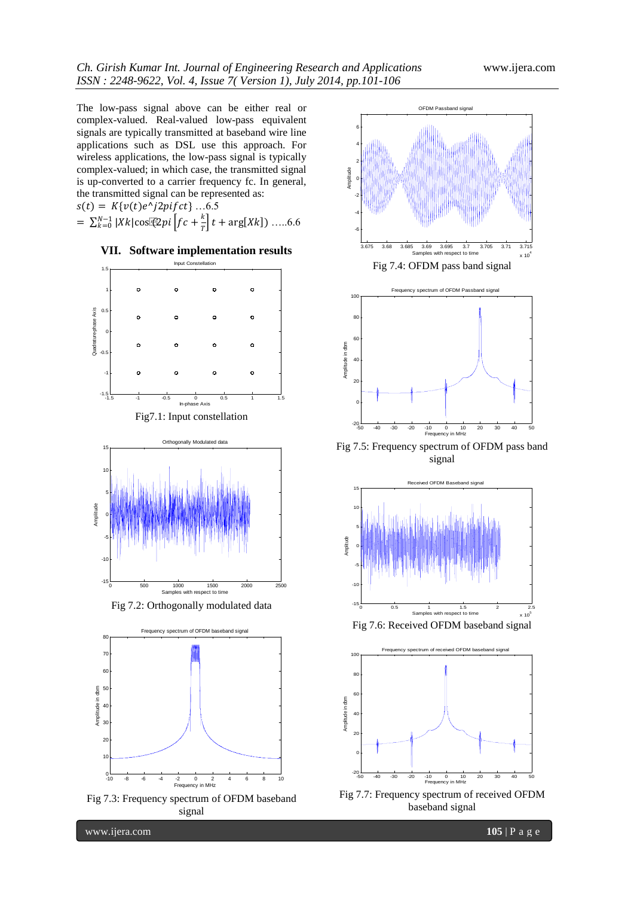The low-pass signal above can be either real or complex-valued. Real-valued low-pass equivalent signals are typically transmitted at baseband wire line applications such as DSL use this approach. For wireless applications, the low-pass signal is typically complex-valued; in which case, the transmitted signal is up-converted to a carrier frequency fc. In general, the transmitted signal can be represented as:

$s(t) = K\{v(t)e^{\wedge}j2pifct\}$ …6.5

$= \sum_{k=0}^{N-1} |Xk| \cos(2pi\left[fc + \frac{k}{T}\right]t + \arg[Xk])$ …..6.6

## VII. Software implementation results

Fig7.1: Input constellation

Fig 7.2: Orthogonally modulated data

Fig 7.3: Frequency spectrum of OFDM baseband signal

Fig 7.4: OFDM pass band signal

Fig 7.5: Frequency spectrum of OFDM pass band signal

Fig 7.6: Received OFDM baseband signal

Fig 7.7: Frequency spectrum of received OFDM baseband signal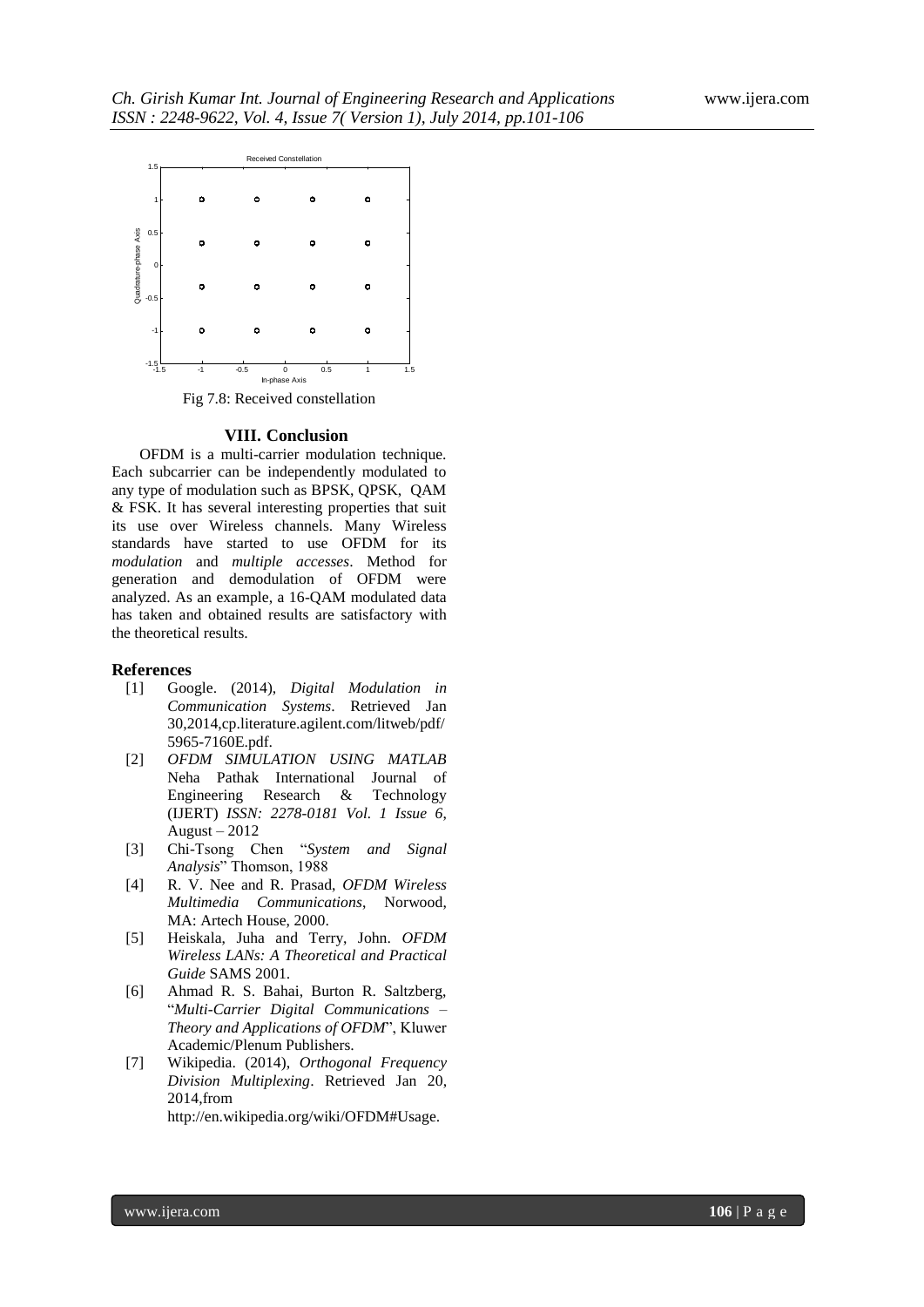Received Constellation

Quadrature-phase Axis

In-phase Axis

1.5
1
0.5
0
-0.5
-1
-1.5

-1.5 -1 -0.5 0 0.5 1 1.5

Fig 7.8: Received constellation

## VIII. Conclusion

OFDM is a multi-carrier modulation technique. Each subcarrier can be independently modulated to any type of modulation such as BPSK, QPSK, QAM & FSK. It has several interesting properties that suit its use over Wireless channels. Many Wireless standards have started to use OFDM for its *modulation* and *multiple accesses*. Method for generation and demodulation of OFDM were analyzed. As an example, a 16-QAM modulated data has taken and obtained results are satisfactory with the theoretical results.

## References

[1] Google. (2014), *Digital Modulation in Communication Systems*. Retrieved Jan 30,2014,cp.literature.agilent.com/litweb/pdf/5965-7160E.pdf.

[2] *OFDM SIMULATION USING MATLAB* Neha Pathak International Journal of Engineering Research & Technology (IJERT) *ISSN: 2278-0181 Vol. 1 Issue 6*, August – 2012

[3] Chi-Tsong Chen "*System and Signal Analysis*" Thomson, 1988

[4] R. V. Nee and R. Prasad, *OFDM Wireless Multimedia Communications*, Norwood, MA: Artech House, 2000.

[5] Heiskala, Juha and Terry, John. *OFDM Wireless LANs: A Theoretical and Practical Guide* SAMS 2001.

[6] Ahmad R. S. Bahai, Burton R. Saltzberg, "*Multi-Carrier Digital Communications – Theory and Applications of OFDM*", Kluwer Academic/Plenum Publishers.

[7] Wikipedia. (2014), *Orthogonal Frequency Division Multiplexing*. Retrieved Jan 20, 2014,from http://en.wikipedia.org/wiki/OFDM#Usage.